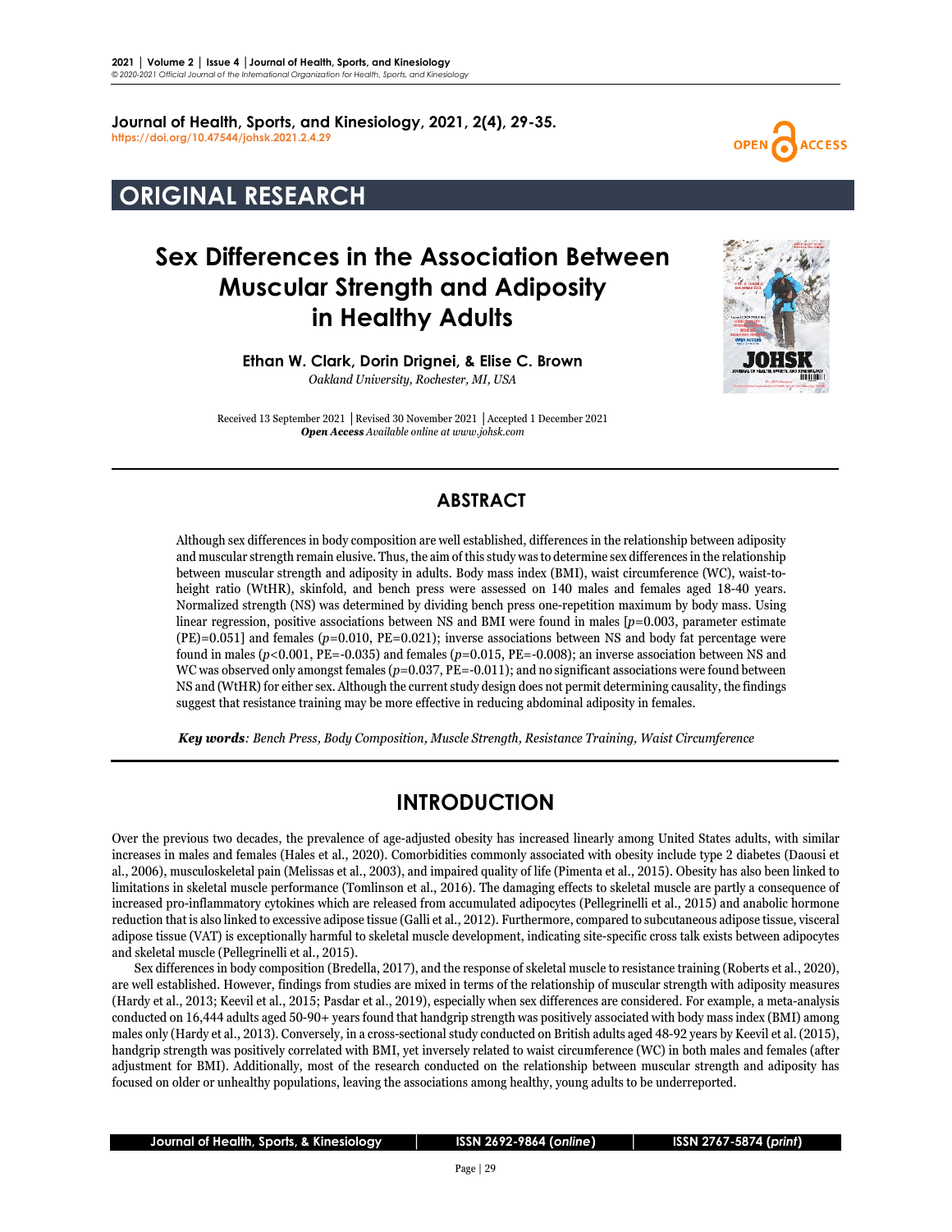Journal of Health, Sports, and Kinesiology, 2021, 2(4), 29-35.
https://doi.org/10.47544/johsk.2021.2.4.29

OPEN ACCESS

## ORIGINAL RESEARCH

# Sex Differences in the Association Between Muscular Strength and Adiposity in Healthy Adults

**Ethan W. Clark, Dorin Drignei, & Elise C. Brown**
*Oakland University, Rochester, MI, USA*

Received 13 September 2021 │Revised 30 November 2021 │Accepted 1 December 2021
***Open Access*** *Available online at www.johsk.com*

## ABSTRACT

Although sex differences in body composition are well established, differences in the relationship between adiposity and muscular strength remain elusive. Thus, the aim of this study was to determine sex differences in the relationship between muscular strength and adiposity in adults. Body mass index (BMI), waist circumference (WC), waist-to-height ratio (WtHR), skinfold, and bench press were assessed on 140 males and females aged 18-40 years. Normalized strength (NS) was determined by dividing bench press one-repetition maximum by body mass. Using linear regression, positive associations between NS and BMI were found in males [$p$=0.003, parameter estimate (PE)=0.051] and females ($p$=0.010, PE=0.021); inverse associations between NS and body fat percentage were found in males ($p$<0.001, PE=-0.035) and females ($p$=0.015, PE=-0.008); an inverse association between NS and WC was observed only amongst females ($p$=0.037, PE=-0.011); and no significant associations were found between NS and (WtHR) for either sex. Although the current study design does not permit determining causality, the findings suggest that resistance training may be more effective in reducing abdominal adiposity in females.

***Key words****: Bench Press, Body Composition, Muscle Strength, Resistance Training, Waist Circumference*

## INTRODUCTION

Over the previous two decades, the prevalence of age-adjusted obesity has increased linearly among United States adults, with similar increases in males and females (Hales et al., 2020). Comorbidities commonly associated with obesity include type 2 diabetes (Daousi et al., 2006), musculoskeletal pain (Melissas et al., 2003), and impaired quality of life (Pimenta et al., 2015). Obesity has also been linked to limitations in skeletal muscle performance (Tomlinson et al., 2016). The damaging effects to skeletal muscle are partly a consequence of increased pro-inflammatory cytokines which are released from accumulated adipocytes (Pellegrinelli et al., 2015) and anabolic hormone reduction that is also linked to excessive adipose tissue (Galli et al., 2012). Furthermore, compared to subcutaneous adipose tissue, visceral adipose tissue (VAT) is exceptionally harmful to skeletal muscle development, indicating site-specific cross talk exists between adipocytes and skeletal muscle (Pellegrinelli et al., 2015).

Sex differences in body composition (Bredella, 2017), and the response of skeletal muscle to resistance training (Roberts et al., 2020), are well established. However, findings from studies are mixed in terms of the relationship of muscular strength with adiposity measures (Hardy et al., 2013; Keevil et al., 2015; Pasdar et al., 2019), especially when sex differences are considered. For example, a meta-analysis conducted on 16,444 adults aged 50-90+ years found that handgrip strength was positively associated with body mass index (BMI) among males only (Hardy et al., 2013). Conversely, in a cross-sectional study conducted on British adults aged 48-92 years by Keevil et al. (2015), handgrip strength was positively correlated with BMI, yet inversely related to waist circumference (WC) in both males and females (after adjustment for BMI). Additionally, most of the research conducted on the relationship between muscular strength and adiposity has focused on older or unhealthy populations, leaving the associations among healthy, young adults to be underreported.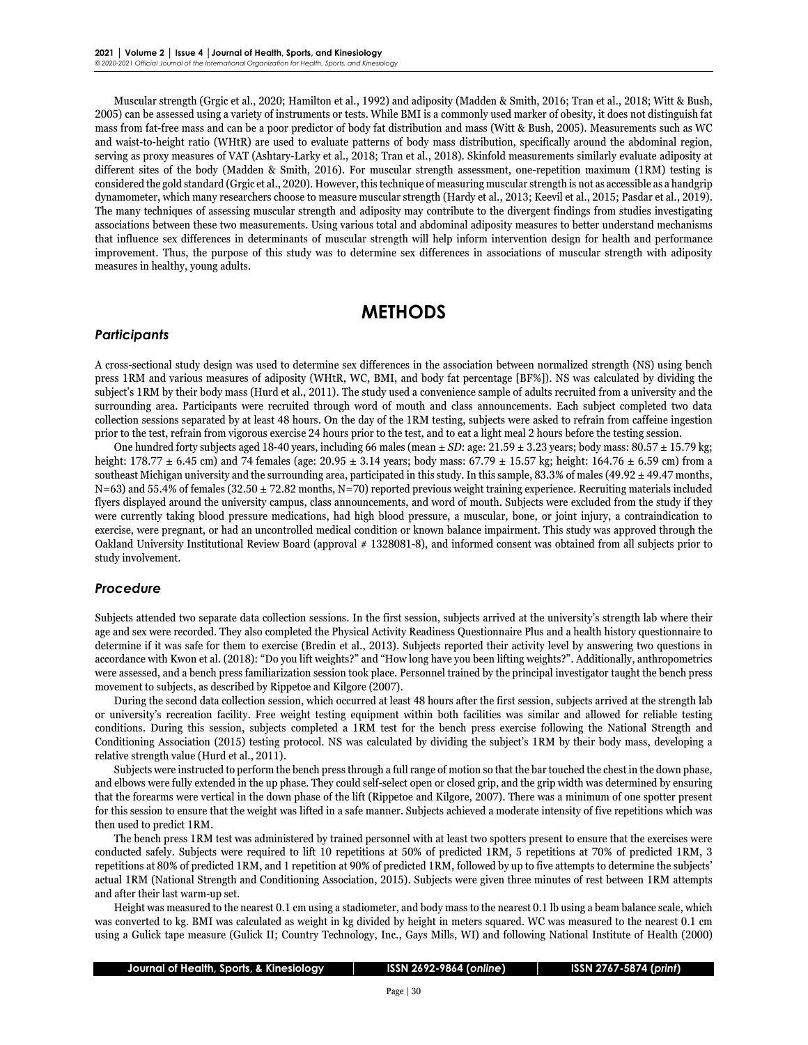Muscular strength (Grgic et al., 2020; Hamilton et al., 1992) and adiposity (Madden & Smith, 2016; Tran et al., 2018; Witt & Bush, 2005) can be assessed using a variety of instruments or tests. While BMI is a commonly used marker of obesity, it does not distinguish fat mass from fat-free mass and can be a poor predictor of body fat distribution and mass (Witt & Bush, 2005). Measurements such as WC and waist-to-height ratio (WHtR) are used to evaluate patterns of body mass distribution, specifically around the abdominal region, serving as proxy measures of VAT (Ashtary-Larky et al., 2018; Tran et al., 2018). Skinfold measurements similarly evaluate adiposity at different sites of the body (Madden & Smith, 2016). For muscular strength assessment, one-repetition maximum (1RM) testing is considered the gold standard (Grgic et al., 2020). However, this technique of measuring muscular strength is not as accessible as a handgrip dynamometer, which many researchers choose to measure muscular strength (Hardy et al., 2013; Keevil et al., 2015; Pasdar et al., 2019). The many techniques of assessing muscular strength and adiposity may contribute to the divergent findings from studies investigating associations between these two measurements. Using various total and abdominal adiposity measures to better understand mechanisms that influence sex differences in determinants of muscular strength will help inform intervention design for health and performance improvement. Thus, the purpose of this study was to determine sex differences in associations of muscular strength with adiposity measures in healthy, young adults.

# METHODS

## *Participants*

A cross-sectional study design was used to determine sex differences in the association between normalized strength (NS) using bench press 1RM and various measures of adiposity (WHtR, WC, BMI, and body fat percentage [BF%]). NS was calculated by dividing the subject's 1RM by their body mass (Hurd et al., 2011). The study used a convenience sample of adults recruited from a university and the surrounding area. Participants were recruited through word of mouth and class announcements. Each subject completed two data collection sessions separated by at least 48 hours. On the day of the 1RM testing, subjects were asked to refrain from caffeine ingestion prior to the test, refrain from vigorous exercise 24 hours prior to the test, and to eat a light meal 2 hours before the testing session.

One hundred forty subjects aged 18-40 years, including 66 males (mean ± *SD*: age: 21.59 ± 3.23 years; body mass: 80.57 ± 15.79 kg; height: 178.77 ± 6.45 cm) and 74 females (age: 20.95 ± 3.14 years; body mass: 67.79 ± 15.57 kg; height: 164.76 ± 6.59 cm) from a southeast Michigan university and the surrounding area, participated in this study. In this sample, 83.3% of males (49.92 ± 49.47 months, N=63) and 55.4% of females (32.50 ± 72.82 months, N=70) reported previous weight training experience. Recruiting materials included flyers displayed around the university campus, class announcements, and word of mouth. Subjects were excluded from the study if they were currently taking blood pressure medications, had high blood pressure, a muscular, bone, or joint injury, a contraindication to exercise, were pregnant, or had an uncontrolled medical condition or known balance impairment. This study was approved through the Oakland University Institutional Review Board (approval # 1328081-8), and informed consent was obtained from all subjects prior to study involvement.

## *Procedure*

Subjects attended two separate data collection sessions. In the first session, subjects arrived at the university's strength lab where their age and sex were recorded. They also completed the Physical Activity Readiness Questionnaire Plus and a health history questionnaire to determine if it was safe for them to exercise (Bredin et al., 2013). Subjects reported their activity level by answering two questions in accordance with Kwon et al. (2018): "Do you lift weights?" and "How long have you been lifting weights?". Additionally, anthropometrics were assessed, and a bench press familiarization session took place. Personnel trained by the principal investigator taught the bench press movement to subjects, as described by Rippetoe and Kilgore (2007).

During the second data collection session, which occurred at least 48 hours after the first session, subjects arrived at the strength lab or university's recreation facility. Free weight testing equipment within both facilities was similar and allowed for reliable testing conditions. During this session, subjects completed a 1RM test for the bench press exercise following the National Strength and Conditioning Association (2015) testing protocol. NS was calculated by dividing the subject's 1RM by their body mass, developing a relative strength value (Hurd et al., 2011).

Subjects were instructed to perform the bench press through a full range of motion so that the bar touched the chest in the down phase, and elbows were fully extended in the up phase. They could self-select open or closed grip, and the grip width was determined by ensuring that the forearms were vertical in the down phase of the lift (Rippetoe and Kilgore, 2007). There was a minimum of one spotter present for this session to ensure that the weight was lifted in a safe manner. Subjects achieved a moderate intensity of five repetitions which was then used to predict 1RM.

The bench press 1RM test was administered by trained personnel with at least two spotters present to ensure that the exercises were conducted safely. Subjects were required to lift 10 repetitions at 50% of predicted 1RM, 5 repetitions at 70% of predicted 1RM, 3 repetitions at 80% of predicted 1RM, and 1 repetition at 90% of predicted 1RM, followed by up to five attempts to determine the subjects' actual 1RM (National Strength and Conditioning Association, 2015). Subjects were given three minutes of rest between 1RM attempts and after their last warm-up set.

Height was measured to the nearest 0.1 cm using a stadiometer, and body mass to the nearest 0.1 lb using a beam balance scale, which was converted to kg. BMI was calculated as weight in kg divided by height in meters squared. WC was measured to the nearest 0.1 cm using a Gulick tape measure (Gulick II; Country Technology, Inc., Gays Mills, WI) and following National Institute of Health (2000)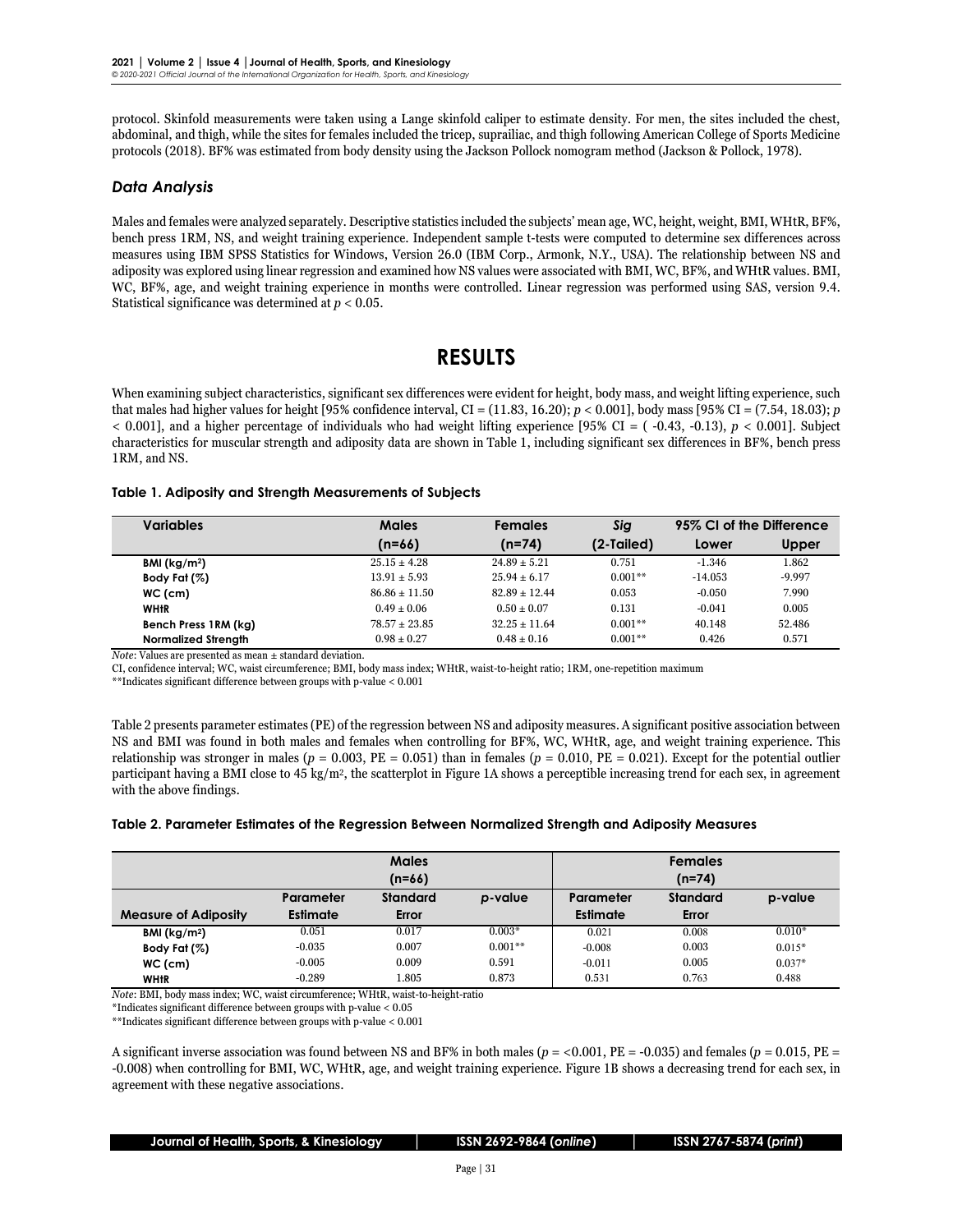protocol. Skinfold measurements were taken using a Lange skinfold caliper to estimate density. For men, the sites included the chest, abdominal, and thigh, while the sites for females included the tricep, suprailiac, and thigh following American College of Sports Medicine protocols (2018). BF% was estimated from body density using the Jackson Pollock nomogram method (Jackson & Pollock, 1978).

### *Data Analysis*

Males and females were analyzed separately. Descriptive statistics included the subjects' mean age, WC, height, weight, BMI, WHtR, BF%, bench press 1RM, NS, and weight training experience. Independent sample t-tests were computed to determine sex differences across measures using IBM SPSS Statistics for Windows, Version 26.0 (IBM Corp., Armonk, N.Y., USA). The relationship between NS and adiposity was explored using linear regression and examined how NS values were associated with BMI, WC, BF%, and WHtR values. BMI, WC, BF%, age, and weight training experience in months were controlled. Linear regression was performed using SAS, version 9.4. Statistical significance was determined at $p < 0.05$.

## RESULTS

When examining subject characteristics, significant sex differences were evident for height, body mass, and weight lifting experience, such that males had higher values for height [95% confidence interval, CI = (11.83, 16.20); $p < 0.001$], body mass [95% CI = (7.54, 18.03); $p < 0.001$], and a higher percentage of individuals who had weight lifting experience [95% CI = ( -0.43, -0.13), $p < 0.001$]. Subject characteristics for muscular strength and adiposity data are shown in Table 1, including significant sex differences in BF%, bench press 1RM, and NS.

**Table 1. Adiposity and Strength Measurements of Subjects**

| Variables | Males (n=66) | Females (n=74) | *Sig* (2-Tailed) | 95% CI of the Difference | |
|---|---|---|---|---|---|
| | | | | Lower | Upper |
| **BMI (kg/m²)** | 25.15 ± 4.28 | 24.89 ± 5.21 | 0.751 | -1.346 | 1.862 |
| **Body Fat (%)** | 13.91 ± 5.93 | 25.94 ± 6.17 | 0.001** | -14.053 | -9.997 |
| **WC (cm)** | 86.86 ± 11.50 | 82.89 ± 12.44 | 0.053 | -0.050 | 7.990 |
| **WHtR** | 0.49 ± 0.06 | 0.50 ± 0.07 | 0.131 | -0.041 | 0.005 |
| **Bench Press 1RM (kg)** | 78.57 ± 23.85 | 32.25 ± 11.64 | 0.001** | 40.148 | 52.486 |
| **Normalized Strength** | 0.98 ± 0.27 | 0.48 ± 0.16 | 0.001** | 0.426 | 0.571 |

*Note*: Values are presented as mean ± standard deviation.
CI, confidence interval; WC, waist circumference; BMI, body mass index; WHtR, waist-to-height ratio; 1RM, one-repetition maximum
**Indicates significant difference between groups with p-value < 0.001

Table 2 presents parameter estimates (PE) of the regression between NS and adiposity measures. A significant positive association between NS and BMI was found in both males and females when controlling for BF%, WC, WHtR, age, and weight training experience. This relationship was stronger in males ($p = 0.003$, PE = 0.051) than in females ($p = 0.010$, PE = 0.021). Except for the potential outlier participant having a BMI close to 45 kg/m², the scatterplot in Figure 1A shows a perceptible increasing trend for each sex, in agreement with the above findings.

**Table 2. Parameter Estimates of the Regression Between Normalized Strength and Adiposity Measures**

| | Males (n=66) | | | Females (n=74) | | |
|---|---|---|---|---|---|---|
| **Measure of Adiposity** | **Parameter Estimate** | **Standard Error** | ***p*-value** | **Parameter Estimate** | **Standard Error** | **p-value** |
| **BMI (kg/m²)** | 0.051 | 0.017 | 0.003* | 0.021 | 0.008 | 0.010* |
| **Body Fat (%)** | -0.035 | 0.007 | 0.001** | -0.008 | 0.003 | 0.015* |
| **WC (cm)** | -0.005 | 0.009 | 0.591 | -0.011 | 0.005 | 0.037* |
| **WHtR** | -0.289 | 1.805 | 0.873 | 0.531 | 0.763 | 0.488 |

*Note*: BMI, body mass index; WC, waist circumference; WHtR, waist-to-height-ratio
*Indicates significant difference between groups with p-value < 0.05
**Indicates significant difference between groups with p-value < 0.001

A significant inverse association was found between NS and BF% in both males ($p = <0.001$, PE = -0.035) and females ($p = 0.015$, PE = -0.008) when controlling for BMI, WC, WHtR, age, and weight training experience. Figure 1B shows a decreasing trend for each sex, in agreement with these negative associations.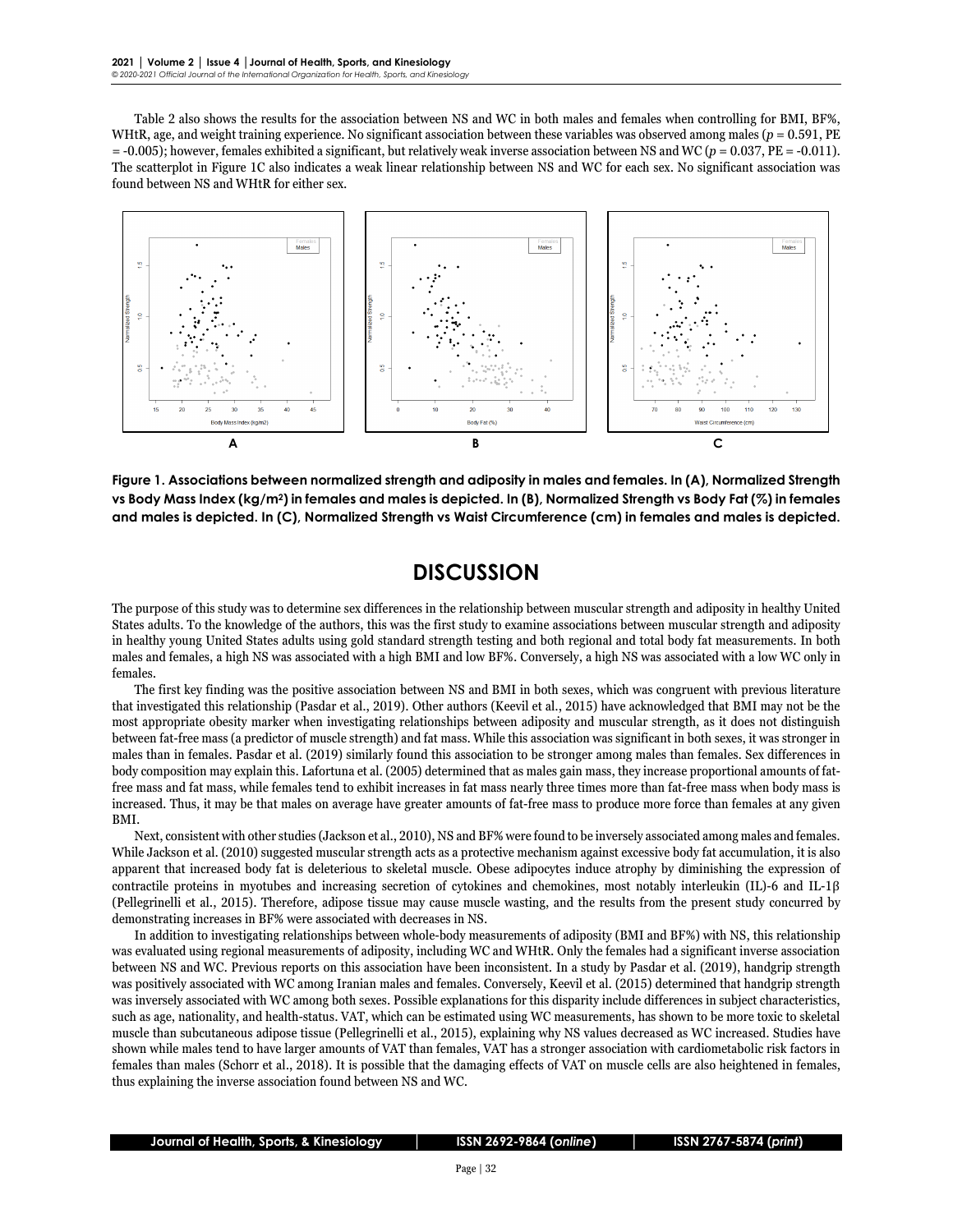Table 2 also shows the results for the association between NS and WC in both males and females when controlling for BMI, BF%, WHtR, age, and weight training experience. No significant association between these variables was observed among males ($p = 0.591$, PE = -0.005); however, females exhibited a significant, but relatively weak inverse association between NS and WC ($p = 0.037$, PE = -0.011). The scatterplot in Figure 1C also indicates a weak linear relationship between NS and WC for each sex. No significant association was found between NS and WHtR for either sex.

**Figure 1. Associations between normalized strength and adiposity in males and females. In (A), Normalized Strength vs Body Mass Index (kg/m²) in females and males is depicted. In (B), Normalized Strength vs Body Fat (%) in females and males is depicted. In (C), Normalized Strength vs Waist Circumference (cm) in females and males is depicted.**

# DISCUSSION

The purpose of this study was to determine sex differences in the relationship between muscular strength and adiposity in healthy United States adults. To the knowledge of the authors, this was the first study to examine associations between muscular strength and adiposity in healthy young United States adults using gold standard strength testing and both regional and total body fat measurements. In both males and females, a high NS was associated with a high BMI and low BF%. Conversely, a high NS was associated with a low WC only in females.

The first key finding was the positive association between NS and BMI in both sexes, which was congruent with previous literature that investigated this relationship (Pasdar et al., 2019). Other authors (Keevil et al., 2015) have acknowledged that BMI may not be the most appropriate obesity marker when investigating relationships between adiposity and muscular strength, as it does not distinguish between fat-free mass (a predictor of muscle strength) and fat mass. While this association was significant in both sexes, it was stronger in males than in females. Pasdar et al. (2019) similarly found this association to be stronger among males than females. Sex differences in body composition may explain this. Lafortuna et al. (2005) determined that as males gain mass, they increase proportional amounts of fat-free mass and fat mass, while females tend to exhibit increases in fat mass nearly three times more than fat-free mass when body mass is increased. Thus, it may be that males on average have greater amounts of fat-free mass to produce more force than females at any given BMI.

Next, consistent with other studies (Jackson et al., 2010), NS and BF% were found to be inversely associated among males and females. While Jackson et al. (2010) suggested muscular strength acts as a protective mechanism against excessive body fat accumulation, it is also apparent that increased body fat is deleterious to skeletal muscle. Obese adipocytes induce atrophy by diminishing the expression of contractile proteins in myotubes and increasing secretion of cytokines and chemokines, most notably interleukin (IL)-6 and IL-1β (Pellegrinelli et al., 2015). Therefore, adipose tissue may cause muscle wasting, and the results from the present study concurred by demonstrating increases in BF% were associated with decreases in NS.

In addition to investigating relationships between whole-body measurements of adiposity (BMI and BF%) with NS, this relationship was evaluated using regional measurements of adiposity, including WC and WHtR. Only the females had a significant inverse association between NS and WC. Previous reports on this association have been inconsistent. In a study by Pasdar et al. (2019), handgrip strength was positively associated with WC among Iranian males and females. Conversely, Keevil et al. (2015) determined that handgrip strength was inversely associated with WC among both sexes. Possible explanations for this disparity include differences in subject characteristics, such as age, nationality, and health-status. VAT, which can be estimated using WC measurements, has shown to be more toxic to skeletal muscle than subcutaneous adipose tissue (Pellegrinelli et al., 2015), explaining why NS values decreased as WC increased. Studies have shown while males tend to have larger amounts of VAT than females, VAT has a stronger association with cardiometabolic risk factors in females than males (Schorr et al., 2018). It is possible that the damaging effects of VAT on muscle cells are also heightened in females, thus explaining the inverse association found between NS and WC.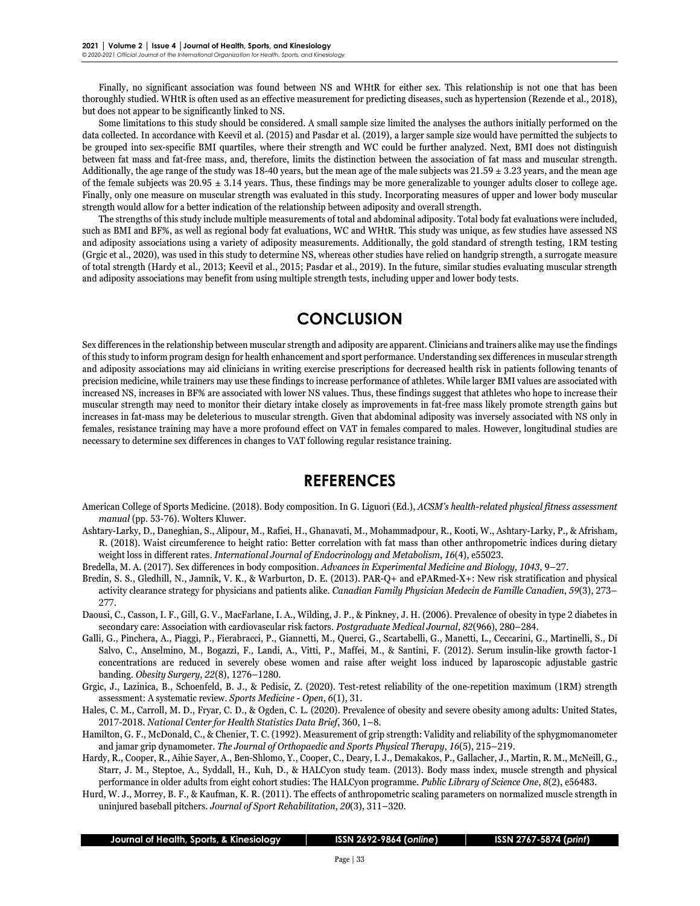Finally, no significant association was found between NS and WHtR for either sex. This relationship is not one that has been thoroughly studied. WHtR is often used as an effective measurement for predicting diseases, such as hypertension (Rezende et al., 2018), but does not appear to be significantly linked to NS.

Some limitations to this study should be considered. A small sample size limited the analyses the authors initially performed on the data collected. In accordance with Keevil et al. (2015) and Pasdar et al. (2019), a larger sample size would have permitted the subjects to be grouped into sex-specific BMI quartiles, where their strength and WC could be further analyzed. Next, BMI does not distinguish between fat mass and fat-free mass, and, therefore, limits the distinction between the association of fat mass and muscular strength. Additionally, the age range of the study was 18-40 years, but the mean age of the male subjects was $21.59 \pm 3.23$ years, and the mean age of the female subjects was $20.95 \pm 3.14$ years. Thus, these findings may be more generalizable to younger adults closer to college age. Finally, only one measure on muscular strength was evaluated in this study. Incorporating measures of upper and lower body muscular strength would allow for a better indication of the relationship between adiposity and overall strength.

The strengths of this study include multiple measurements of total and abdominal adiposity. Total body fat evaluations were included, such as BMI and BF%, as well as regional body fat evaluations, WC and WHtR. This study was unique, as few studies have assessed NS and adiposity associations using a variety of adiposity measurements. Additionally, the gold standard of strength testing, 1RM testing (Grgic et al., 2020), was used in this study to determine NS, whereas other studies have relied on handgrip strength, a surrogate measure of total strength (Hardy et al., 2013; Keevil et al., 2015; Pasdar et al., 2019). In the future, similar studies evaluating muscular strength and adiposity associations may benefit from using multiple strength tests, including upper and lower body tests.

# CONCLUSION

Sex differences in the relationship between muscular strength and adiposity are apparent. Clinicians and trainers alike may use the findings of this study to inform program design for health enhancement and sport performance. Understanding sex differences in muscular strength and adiposity associations may aid clinicians in writing exercise prescriptions for decreased health risk in patients following tenants of precision medicine, while trainers may use these findings to increase performance of athletes. While larger BMI values are associated with increased NS, increases in BF% are associated with lower NS values. Thus, these findings suggest that athletes who hope to increase their muscular strength may need to monitor their dietary intake closely as improvements in fat-free mass likely promote strength gains but increases in fat-mass may be deleterious to muscular strength. Given that abdominal adiposity was inversely associated with NS only in females, resistance training may have a more profound effect on VAT in females compared to males. However, longitudinal studies are necessary to determine sex differences in changes to VAT following regular resistance training.

# REFERENCES

American College of Sports Medicine. (2018). Body composition. In G. Liguori (Ed.), *ACSM's health-related physical fitness assessment manual* (pp. 53-76). Wolters Kluwer.

Ashtary-Larky, D., Daneghian, S., Alipour, M., Rafiei, H., Ghanavati, M., Mohammadpour, R., Kooti, W., Ashtary-Larky, P., & Afrisham, R. (2018). Waist circumference to height ratio: Better correlation with fat mass than other anthropometric indices during dietary weight loss in different rates. *International Journal of Endocrinology and Metabolism*, *16*(4), e55023.

Bredella, M. A. (2017). Sex differences in body composition. *Advances in Experimental Medicine and Biology*, *1043*, 9–27.

Bredin, S. S., Gledhill, N., Jamnik, V. K., & Warburton, D. E. (2013). PAR-Q+ and ePARmed-X+: New risk stratification and physical activity clearance strategy for physicians and patients alike. *Canadian Family Physician Medecin de Famille Canadien*, *59*(3), 273–277.

Daousi, C., Casson, I. F., Gill, G. V., MacFarlane, I. A., Wilding, J. P., & Pinkney, J. H. (2006). Prevalence of obesity in type 2 diabetes in secondary care: Association with cardiovascular risk factors. *Postgraduate Medical Journal*, *82*(966), 280–284.

Galli, G., Pinchera, A., Piaggi, P., Fierabracci, P., Giannetti, M., Querci, G., Scartabelli, G., Manetti, L., Ceccarini, G., Martinelli, S., Di Salvo, C., Anselmino, M., Bogazzi, F., Landi, A., Vitti, P., Maffei, M., & Santini, F. (2012). Serum insulin-like growth factor-1 concentrations are reduced in severely obese women and raise after weight loss induced by laparoscopic adjustable gastric banding. *Obesity Surgery*, *22*(8), 1276–1280.

Grgic, J., Lazinica, B., Schoenfeld, B. J., & Pedisic, Z. (2020). Test-retest reliability of the one-repetition maximum (1RM) strength assessment: A systematic review. *Sports Medicine - Open*, *6*(1), 31.

Hales, C. M., Carroll, M. D., Fryar, C. D., & Ogden, C. L. (2020). Prevalence of obesity and severe obesity among adults: United States, 2017-2018. *National Center for Health Statistics Data Brief*, 360, 1–8.

Hamilton, G. F., McDonald, C., & Chenier, T. C. (1992). Measurement of grip strength: Validity and reliability of the sphygmomanometer and jamar grip dynamometer. *The Journal of Orthopaedic and Sports Physical Therapy*, *16*(5), 215–219.

Hardy, R., Cooper, R., Aihie Sayer, A., Ben-Shlomo, Y., Cooper, C., Deary, I. J., Demakakos, P., Gallacher, J., Martin, R. M., McNeill, G., Starr, J. M., Steptoe, A., Syddall, H., Kuh, D., & HALCyon study team. (2013). Body mass index, muscle strength and physical performance in older adults from eight cohort studies: The HALCyon programme. *Public Library of Science One*, *8*(2), e56483.

Hurd, W. J., Morrey, B. F., & Kaufman, K. R. (2011). The effects of anthropometric scaling parameters on normalized muscle strength in uninjured baseball pitchers. *Journal of Sport Rehabilitation*, *20*(3), 311–320.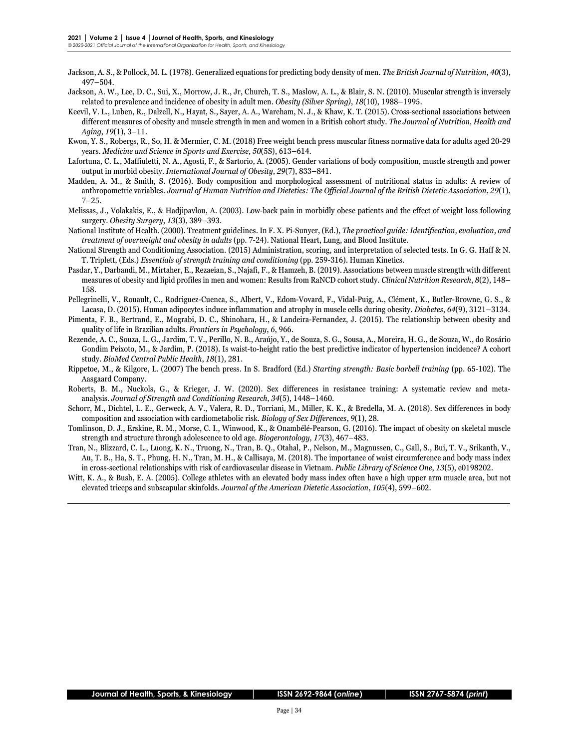Jackson, A. S., & Pollock, M. L. (1978). Generalized equations for predicting body density of men. *The British Journal of Nutrition*, *40*(3), 497–504.

Jackson, A. W., Lee, D. C., Sui, X., Morrow, J. R., Jr, Church, T. S., Maslow, A. L., & Blair, S. N. (2010). Muscular strength is inversely related to prevalence and incidence of obesity in adult men. *Obesity (Silver Spring)*, *18*(10), 1988–1995.

Keevil, V. L., Luben, R., Dalzell, N., Hayat, S., Sayer, A. A., Wareham, N. J., & Khaw, K. T. (2015). Cross-sectional associations between different measures of obesity and muscle strength in men and women in a British cohort study. *The Journal of Nutrition, Health and Aging*, *19*(1), 3–11.

Kwon, Y. S., Robergs, R., So, H. & Mermier, C. M. (2018) Free weight bench press muscular fitness normative data for adults aged 20-29 years. *Medicine and Science in Sports and Exercise, 50*(5S), 613–614.

Lafortuna, C. L., Maffiuletti, N. A., Agosti, F., & Sartorio, A. (2005). Gender variations of body composition, muscle strength and power output in morbid obesity. *International Journal of Obesity*, *29*(7), 833–841.

Madden, A. M., & Smith, S. (2016). Body composition and morphological assessment of nutritional status in adults: A review of anthropometric variables. *Journal of Human Nutrition and Dietetics: The Official Journal of the British Dietetic Association*, *29*(1), 7–25.

Melissas, J., Volakakis, E., & Hadjipavlou, A. (2003). Low-back pain in morbidly obese patients and the effect of weight loss following surgery. *Obesity Surgery*, *13*(3), 389–393.

National Institute of Health. (2000). Treatment guidelines. In F. X. Pi-Sunyer, (Ed.), *The practical guide: Identification, evaluation, and treatment of overweight and obesity in adults* (pp. 7-24). National Heart, Lung, and Blood Institute.

National Strength and Conditioning Association. (2015) Administration, scoring, and interpretation of selected tests. In G. G. Haff & N. T. Triplett, (Eds.) *Essentials of strength training and conditioning* (pp. 259-316). Human Kinetics.

Pasdar, Y., Darbandi, M., Mirtaher, E., Rezaeian, S., Najafi, F., & Hamzeh, B. (2019). Associations between muscle strength with different measures of obesity and lipid profiles in men and women: Results from RaNCD cohort study. *Clinical Nutrition Research*, *8*(2), 148–158.

Pellegrinelli, V., Rouault, C., Rodriguez-Cuenca, S., Albert, V., Edom-Vovard, F., Vidal-Puig, A., Clément, K., Butler-Browne, G. S., & Lacasa, D. (2015). Human adipocytes induce inflammation and atrophy in muscle cells during obesity. *Diabetes*, *64*(9), 3121–3134.

Pimenta, F. B., Bertrand, E., Mograbi, D. C., Shinohara, H., & Landeira-Fernandez, J. (2015). The relationship between obesity and quality of life in Brazilian adults. *Frontiers in Psychology*, *6*, 966.

Rezende, A. C., Souza, L. G., Jardim, T. V., Perillo, N. B., Araújo, Y., de Souza, S. G., Sousa, A., Moreira, H. G., de Souza, W., do Rosário Gondim Peixoto, M., & Jardim, P. (2018). Is waist-to-height ratio the best predictive indicator of hypertension incidence? A cohort study. *BioMed Central Public Health*, *18*(1), 281.

Rippetoe, M., & Kilgore, L. (2007) The bench press. In S. Bradford (Ed.) *Starting strength: Basic barbell training* (pp. 65-102). The Aasgaard Company.

Roberts, B. M., Nuckols, G., & Krieger, J. W. (2020). Sex differences in resistance training: A systematic review and meta-analysis. *Journal of Strength and Conditioning Research*, *34*(5), 1448–1460.

Schorr, M., Dichtel, L. E., Gerweck, A. V., Valera, R. D., Torriani, M., Miller, K. K., & Bredella, M. A. (2018). Sex differences in body composition and association with cardiometabolic risk. *Biology of Sex Differences*, *9*(1), 28.

Tomlinson, D. J., Erskine, R. M., Morse, C. I., Winwood, K., & Onambélé-Pearson, G. (2016). The impact of obesity on skeletal muscle strength and structure through adolescence to old age. *Biogerontology*, *17*(3), 467–483.

Tran, N., Blizzard, C. L., Luong, K. N., Truong, N., Tran, B. Q., Otahal, P., Nelson, M., Magnussen, C., Gall, S., Bui, T. V., Srikanth, V., Au, T. B., Ha, S. T., Phung, H. N., Tran, M. H., & Callisaya, M. (2018). The importance of waist circumference and body mass index in cross-sectional relationships with risk of cardiovascular disease in Vietnam. *Public Library of Science One*, *13*(5), e0198202.

Witt, K. A., & Bush, E. A. (2005). College athletes with an elevated body mass index often have a high upper arm muscle area, but not elevated triceps and subscapular skinfolds. *Journal of the American Dietetic Association*, *105*(4), 599–602.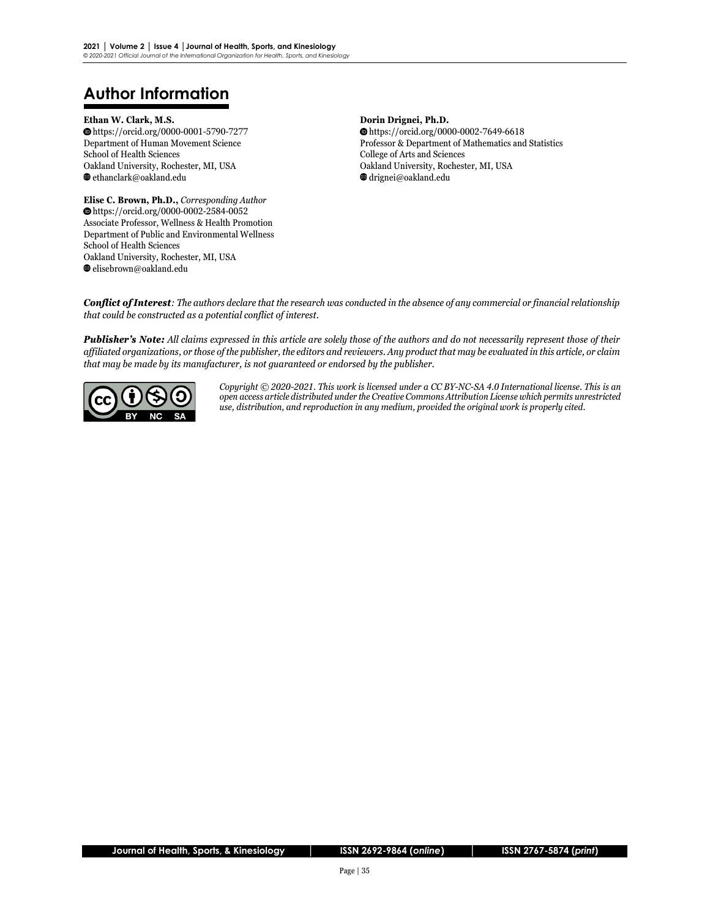## Author Information

**Ethan W. Clark, M.S.**
https://orcid.org/0000-0001-5790-7277
Department of Human Movement Science
School of Health Sciences
Oakland University, Rochester, MI, USA
ethanclark@oakland.edu

**Elise C. Brown, Ph.D.,** *Corresponding Author*
https://orcid.org/0000-0002-2584-0052
Associate Professor, Wellness & Health Promotion
Department of Public and Environmental Wellness
School of Health Sciences
Oakland University, Rochester, MI, USA
elisebrown@oakland.edu

**Dorin Drignei, Ph.D.**
https://orcid.org/0000-0002-7649-6618
Professor & Department of Mathematics and Statistics
College of Arts and Sciences
Oakland University, Rochester, MI, USA
drignei@oakland.edu

***Conflict of Interest****: The authors declare that the research was conducted in the absence of any commercial or financial relationship that could be constructed as a potential conflict of interest.*

***Publisher's Note:*** *All claims expressed in this article are solely those of the authors and do not necessarily represent those of their affiliated organizations, or those of the publisher, the editors and reviewers. Any product that may be evaluated in this article, or claim that may be made by its manufacturer, is not guaranteed or endorsed by the publisher.*

*Copyright © 2020-2021. This work is licensed under a CC BY-NC-SA 4.0 International license. This is an open access article distributed under the Creative Commons Attribution License which permits unrestricted use, distribution, and reproduction in any medium, provided the original work is properly cited.*